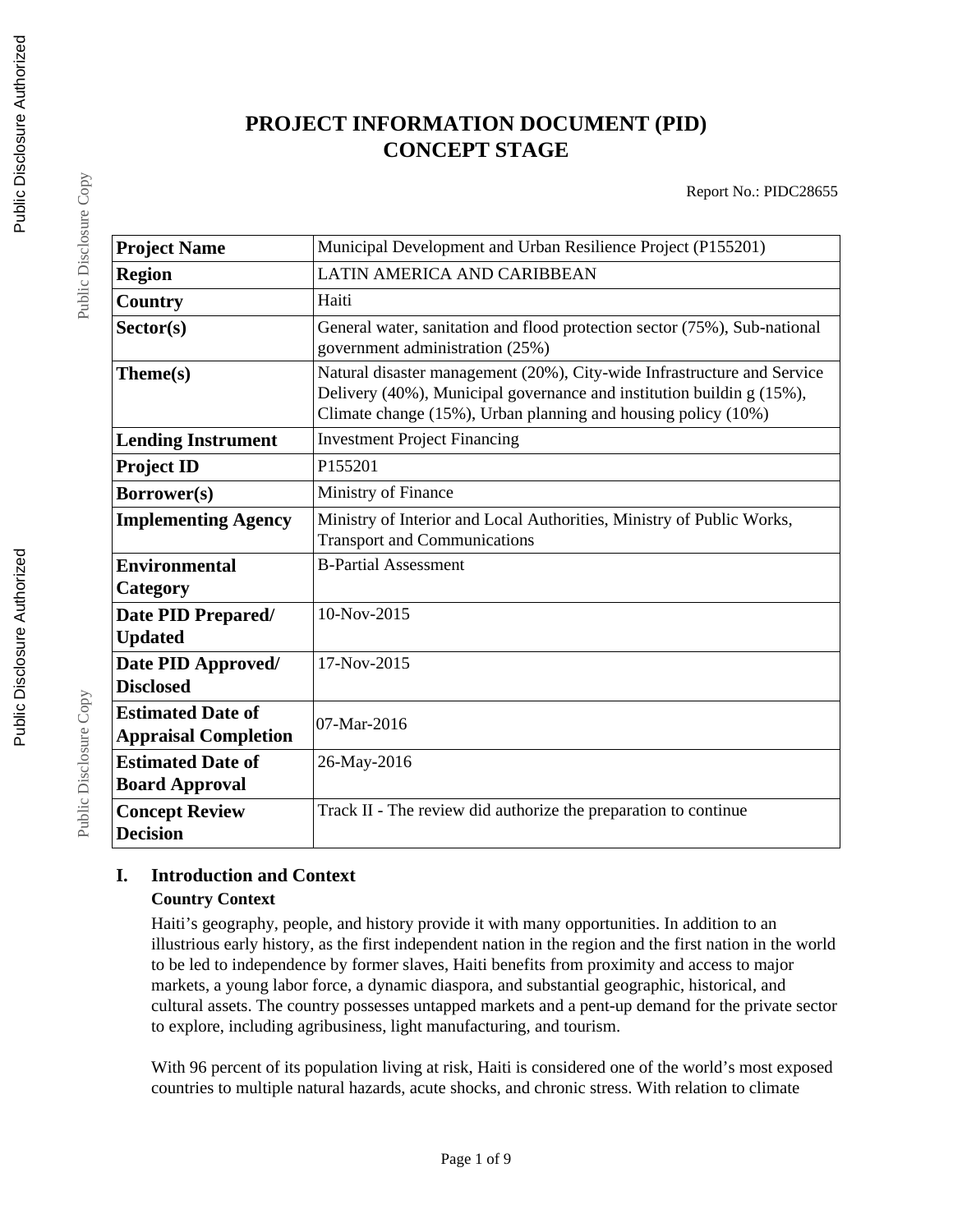# PROJECT INFORMATION DOCUMENT (PID)
# CONCEPT STAGE

Report No.: PIDC28655

| **Project Name** | Municipal Development and Urban Resilience Project (P155201) |
|---|---|
| **Region** | LATIN AMERICA AND CARIBBEAN |
| **Country** | Haiti |
| **Sector(s)** | General water, sanitation and flood protection sector (75%), Sub-national government administration (25%) |
| **Theme(s)** | Natural disaster management (20%), City-wide Infrastructure and Service Delivery (40%), Municipal governance and institution buildin g (15%), Climate change (15%), Urban planning and housing policy (10%) |
| **Lending Instrument** | Investment Project Financing |
| **Project ID** | P155201 |
| **Borrower(s)** | Ministry of Finance |
| **Implementing Agency** | Ministry of Interior and Local Authorities, Ministry of Public Works, Transport and Communications |
| **Environmental Category** | B-Partial Assessment |
| **Date PID Prepared/ Updated** | 10-Nov-2015 |
| **Date PID Approved/ Disclosed** | 17-Nov-2015 |
| **Estimated Date of Appraisal Completion** | 07-Mar-2016 |
| **Estimated Date of Board Approval** | 26-May-2016 |
| **Concept Review Decision** | Track II - The review did authorize the preparation to continue |

## I. Introduction and Context

### Country Context

Haiti's geography, people, and history provide it with many opportunities. In addition to an illustrious early history, as the first independent nation in the region and the first nation in the world to be led to independence by former slaves, Haiti benefits from proximity and access to major markets, a young labor force, a dynamic diaspora, and substantial geographic, historical, and cultural assets. The country possesses untapped markets and a pent-up demand for the private sector to explore, including agribusiness, light manufacturing, and tourism.

With 96 percent of its population living at risk, Haiti is considered one of the world's most exposed countries to multiple natural hazards, acute shocks, and chronic stress. With relation to climate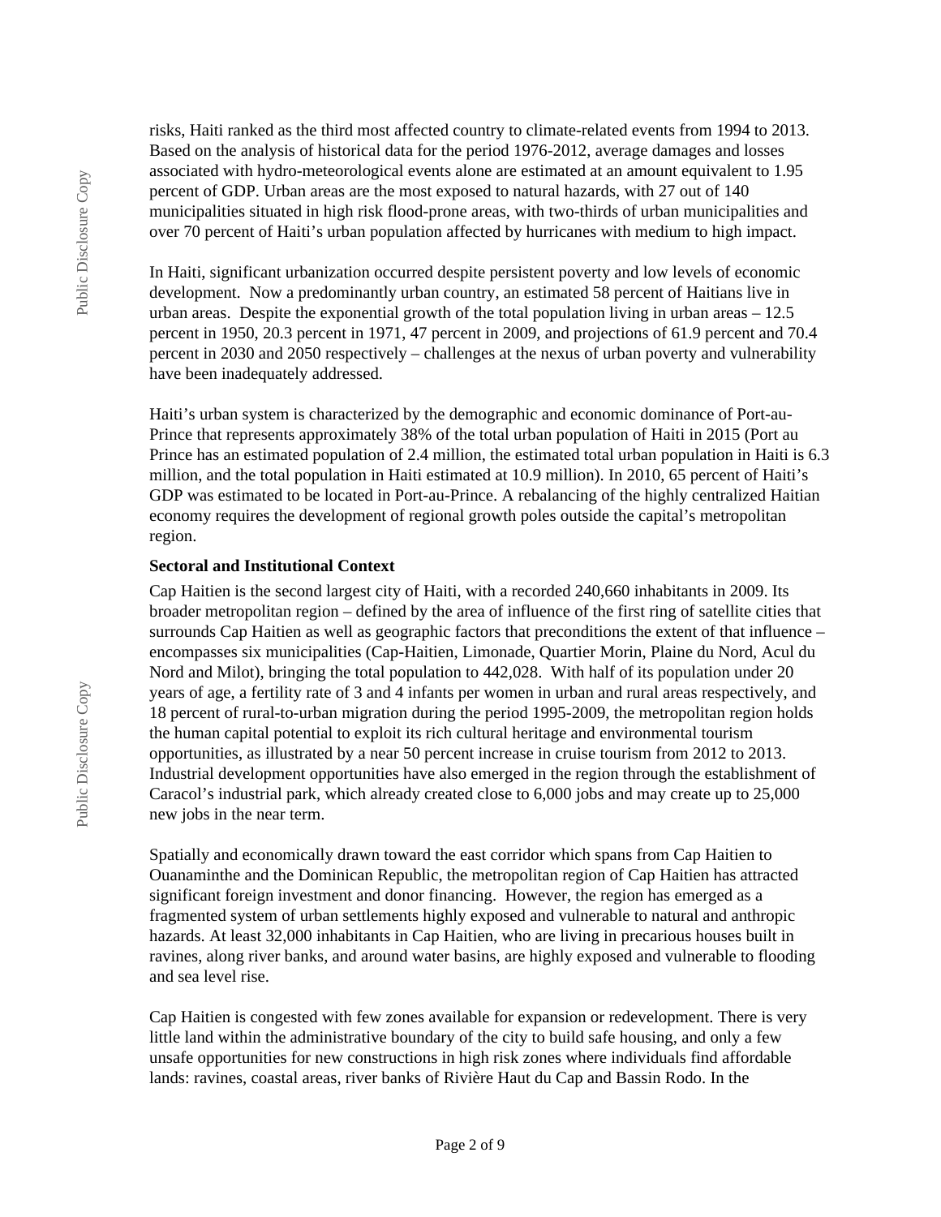risks, Haiti ranked as the third most affected country to climate-related events from 1994 to 2013. Based on the analysis of historical data for the period 1976-2012, average damages and losses associated with hydro-meteorological events alone are estimated at an amount equivalent to 1.95 percent of GDP. Urban areas are the most exposed to natural hazards, with 27 out of 140 municipalities situated in high risk flood-prone areas, with two-thirds of urban municipalities and over 70 percent of Haiti's urban population affected by hurricanes with medium to high impact.

In Haiti, significant urbanization occurred despite persistent poverty and low levels of economic development. Now a predominantly urban country, an estimated 58 percent of Haitians live in urban areas. Despite the exponential growth of the total population living in urban areas – 12.5 percent in 1950, 20.3 percent in 1971, 47 percent in 2009, and projections of 61.9 percent and 70.4 percent in 2030 and 2050 respectively – challenges at the nexus of urban poverty and vulnerability have been inadequately addressed.

Haiti's urban system is characterized by the demographic and economic dominance of Port-au-Prince that represents approximately 38% of the total urban population of Haiti in 2015 (Port au Prince has an estimated population of 2.4 million, the estimated total urban population in Haiti is 6.3 million, and the total population in Haiti estimated at 10.9 million). In 2010, 65 percent of Haiti's GDP was estimated to be located in Port-au-Prince. A rebalancing of the highly centralized Haitian economy requires the development of regional growth poles outside the capital's metropolitan region.

**Sectoral and Institutional Context**

Cap Haitien is the second largest city of Haiti, with a recorded 240,660 inhabitants in 2009. Its broader metropolitan region – defined by the area of influence of the first ring of satellite cities that surrounds Cap Haitien as well as geographic factors that preconditions the extent of that influence – encompasses six municipalities (Cap-Haitien, Limonade, Quartier Morin, Plaine du Nord, Acul du Nord and Milot), bringing the total population to 442,028. With half of its population under 20 years of age, a fertility rate of 3 and 4 infants per women in urban and rural areas respectively, and 18 percent of rural-to-urban migration during the period 1995-2009, the metropolitan region holds the human capital potential to exploit its rich cultural heritage and environmental tourism opportunities, as illustrated by a near 50 percent increase in cruise tourism from 2012 to 2013. Industrial development opportunities have also emerged in the region through the establishment of Caracol's industrial park, which already created close to 6,000 jobs and may create up to 25,000 new jobs in the near term.

Spatially and economically drawn toward the east corridor which spans from Cap Haitien to Ouanaminthe and the Dominican Republic, the metropolitan region of Cap Haitien has attracted significant foreign investment and donor financing. However, the region has emerged as a fragmented system of urban settlements highly exposed and vulnerable to natural and anthropic hazards. At least 32,000 inhabitants in Cap Haitien, who are living in precarious houses built in ravines, along river banks, and around water basins, are highly exposed and vulnerable to flooding and sea level rise.

Cap Haitien is congested with few zones available for expansion or redevelopment. There is very little land within the administrative boundary of the city to build safe housing, and only a few unsafe opportunities for new constructions in high risk zones where individuals find affordable lands: ravines, coastal areas, river banks of Rivière Haut du Cap and Bassin Rodo. In the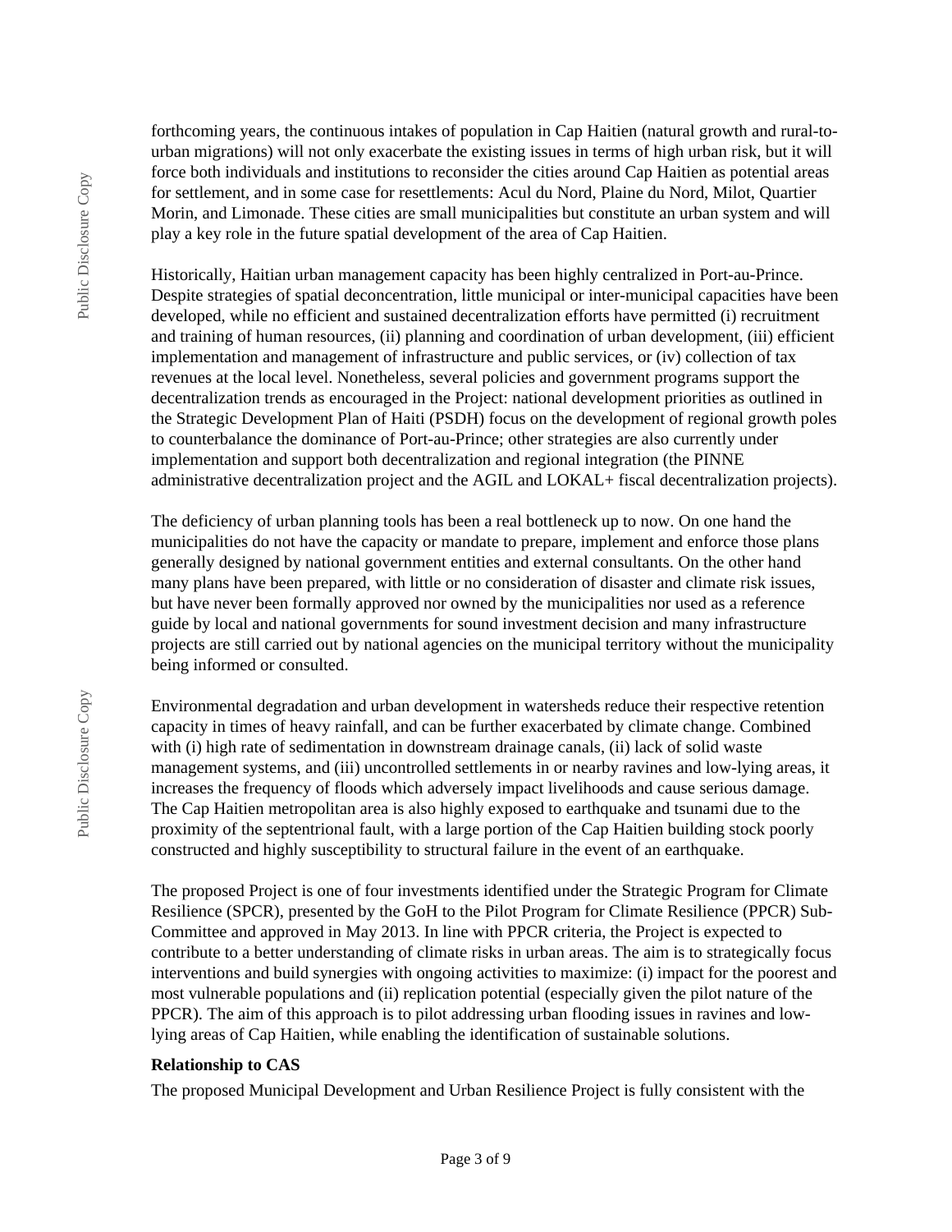forthcoming years, the continuous intakes of population in Cap Haitien (natural growth and rural-to-urban migrations) will not only exacerbate the existing issues in terms of high urban risk, but it will force both individuals and institutions to reconsider the cities around Cap Haitien as potential areas for settlement, and in some case for resettlements: Acul du Nord, Plaine du Nord, Milot, Quartier Morin, and Limonade. These cities are small municipalities but constitute an urban system and will play a key role in the future spatial development of the area of Cap Haitien.

Historically, Haitian urban management capacity has been highly centralized in Port-au-Prince. Despite strategies of spatial deconcentration, little municipal or inter-municipal capacities have been developed, while no efficient and sustained decentralization efforts have permitted (i) recruitment and training of human resources, (ii) planning and coordination of urban development, (iii) efficient implementation and management of infrastructure and public services, or (iv) collection of tax revenues at the local level. Nonetheless, several policies and government programs support the decentralization trends as encouraged in the Project: national development priorities as outlined in the Strategic Development Plan of Haiti (PSDH) focus on the development of regional growth poles to counterbalance the dominance of Port-au-Prince; other strategies are also currently under implementation and support both decentralization and regional integration (the PINNE administrative decentralization project and the AGIL and LOKAL+ fiscal decentralization projects).

The deficiency of urban planning tools has been a real bottleneck up to now. On one hand the municipalities do not have the capacity or mandate to prepare, implement and enforce those plans generally designed by national government entities and external consultants. On the other hand many plans have been prepared, with little or no consideration of disaster and climate risk issues, but have never been formally approved nor owned by the municipalities nor used as a reference guide by local and national governments for sound investment decision and many infrastructure projects are still carried out by national agencies on the municipal territory without the municipality being informed or consulted.

Environmental degradation and urban development in watersheds reduce their respective retention capacity in times of heavy rainfall, and can be further exacerbated by climate change. Combined with (i) high rate of sedimentation in downstream drainage canals, (ii) lack of solid waste management systems, and (iii) uncontrolled settlements in or nearby ravines and low-lying areas, it increases the frequency of floods which adversely impact livelihoods and cause serious damage. The Cap Haitien metropolitan area is also highly exposed to earthquake and tsunami due to the proximity of the septentrional fault, with a large portion of the Cap Haitien building stock poorly constructed and highly susceptibility to structural failure in the event of an earthquake.

The proposed Project is one of four investments identified under the Strategic Program for Climate Resilience (SPCR), presented by the GoH to the Pilot Program for Climate Resilience (PPCR) Sub-Committee and approved in May 2013. In line with PPCR criteria, the Project is expected to contribute to a better understanding of climate risks in urban areas. The aim is to strategically focus interventions and build synergies with ongoing activities to maximize: (i) impact for the poorest and most vulnerable populations and (ii) replication potential (especially given the pilot nature of the PPCR). The aim of this approach is to pilot addressing urban flooding issues in ravines and low-lying areas of Cap Haitien, while enabling the identification of sustainable solutions.

**Relationship to CAS**

The proposed Municipal Development and Urban Resilience Project is fully consistent with the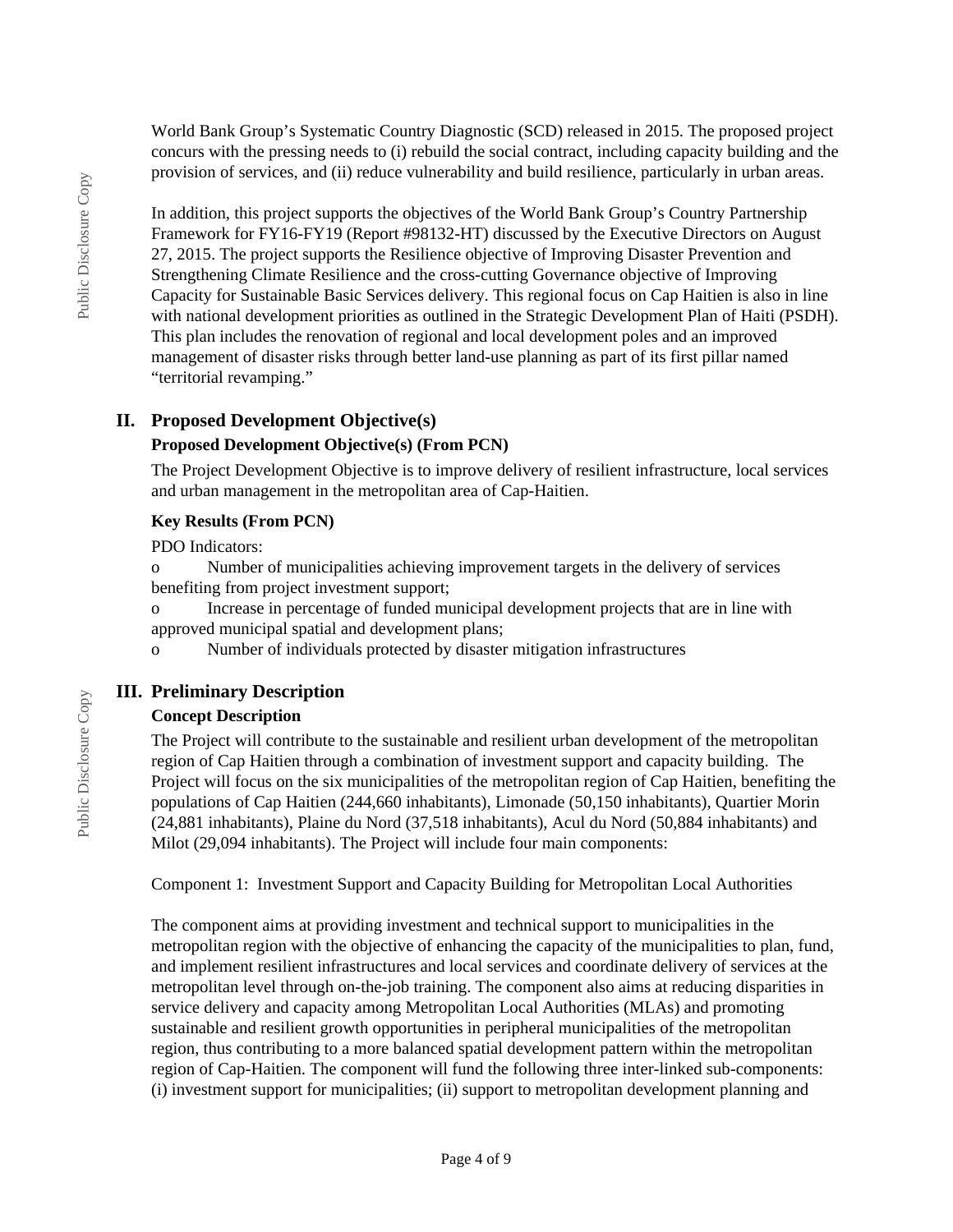World Bank Group's Systematic Country Diagnostic (SCD) released in 2015. The proposed project concurs with the pressing needs to (i) rebuild the social contract, including capacity building and the provision of services, and (ii) reduce vulnerability and build resilience, particularly in urban areas.

In addition, this project supports the objectives of the World Bank Group's Country Partnership Framework for FY16-FY19 (Report #98132-HT) discussed by the Executive Directors on August 27, 2015. The project supports the Resilience objective of Improving Disaster Prevention and Strengthening Climate Resilience and the cross-cutting Governance objective of Improving Capacity for Sustainable Basic Services delivery. This regional focus on Cap Haitien is also in line with national development priorities as outlined in the Strategic Development Plan of Haiti (PSDH). This plan includes the renovation of regional and local development poles and an improved management of disaster risks through better land-use planning as part of its first pillar named "territorial revamping."

## II. Proposed Development Objective(s)

### Proposed Development Objective(s) (From PCN)

The Project Development Objective is to improve delivery of resilient infrastructure, local services and urban management in the metropolitan area of Cap-Haitien.

### Key Results (From PCN)

PDO Indicators:

o Number of municipalities achieving improvement targets in the delivery of services benefiting from project investment support;

o Increase in percentage of funded municipal development projects that are in line with approved municipal spatial and development plans;

o Number of individuals protected by disaster mitigation infrastructures

## III. Preliminary Description

### Concept Description

The Project will contribute to the sustainable and resilient urban development of the metropolitan region of Cap Haitien through a combination of investment support and capacity building. The Project will focus on the six municipalities of the metropolitan region of Cap Haitien, benefiting the populations of Cap Haitien (244,660 inhabitants), Limonade (50,150 inhabitants), Quartier Morin (24,881 inhabitants), Plaine du Nord (37,518 inhabitants), Acul du Nord (50,884 inhabitants) and Milot (29,094 inhabitants). The Project will include four main components:

Component 1: Investment Support and Capacity Building for Metropolitan Local Authorities

The component aims at providing investment and technical support to municipalities in the metropolitan region with the objective of enhancing the capacity of the municipalities to plan, fund, and implement resilient infrastructures and local services and coordinate delivery of services at the metropolitan level through on-the-job training. The component also aims at reducing disparities in service delivery and capacity among Metropolitan Local Authorities (MLAs) and promoting sustainable and resilient growth opportunities in peripheral municipalities of the metropolitan region, thus contributing to a more balanced spatial development pattern within the metropolitan region of Cap-Haitien. The component will fund the following three inter-linked sub-components: (i) investment support for municipalities; (ii) support to metropolitan development planning and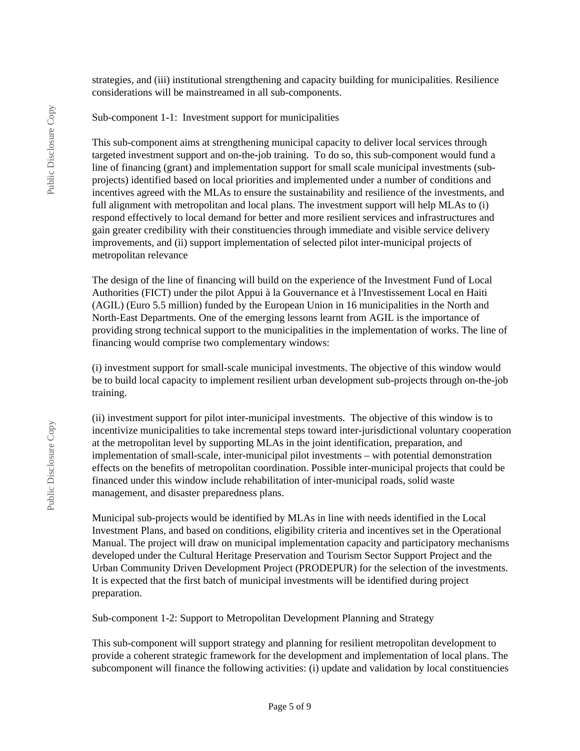strategies, and (iii) institutional strengthening and capacity building for municipalities. Resilience considerations will be mainstreamed in all sub-components.

Sub-component 1-1: Investment support for municipalities

This sub-component aims at strengthening municipal capacity to deliver local services through targeted investment support and on-the-job training. To do so, this sub-component would fund a line of financing (grant) and implementation support for small scale municipal investments (sub-projects) identified based on local priorities and implemented under a number of conditions and incentives agreed with the MLAs to ensure the sustainability and resilience of the investments, and full alignment with metropolitan and local plans. The investment support will help MLAs to (i) respond effectively to local demand for better and more resilient services and infrastructures and gain greater credibility with their constituencies through immediate and visible service delivery improvements, and (ii) support implementation of selected pilot inter-municipal projects of metropolitan relevance

The design of the line of financing will build on the experience of the Investment Fund of Local Authorities (FICT) under the pilot Appui à la Gouvernance et à l'Investissement Local en Haiti (AGIL) (Euro 5.5 million) funded by the European Union in 16 municipalities in the North and North-East Departments. One of the emerging lessons learnt from AGIL is the importance of providing strong technical support to the municipalities in the implementation of works. The line of financing would comprise two complementary windows:

(i) investment support for small-scale municipal investments. The objective of this window would be to build local capacity to implement resilient urban development sub-projects through on-the-job training.

(ii) investment support for pilot inter-municipal investments. The objective of this window is to incentivize municipalities to take incremental steps toward inter-jurisdictional voluntary cooperation at the metropolitan level by supporting MLAs in the joint identification, preparation, and implementation of small-scale, inter-municipal pilot investments – with potential demonstration effects on the benefits of metropolitan coordination. Possible inter-municipal projects that could be financed under this window include rehabilitation of inter-municipal roads, solid waste management, and disaster preparedness plans.

Municipal sub-projects would be identified by MLAs in line with needs identified in the Local Investment Plans, and based on conditions, eligibility criteria and incentives set in the Operational Manual. The project will draw on municipal implementation capacity and participatory mechanisms developed under the Cultural Heritage Preservation and Tourism Sector Support Project and the Urban Community Driven Development Project (PRODEPUR) for the selection of the investments. It is expected that the first batch of municipal investments will be identified during project preparation.

Sub-component 1-2: Support to Metropolitan Development Planning and Strategy

This sub-component will support strategy and planning for resilient metropolitan development to provide a coherent strategic framework for the development and implementation of local plans. The subcomponent will finance the following activities: (i) update and validation by local constituencies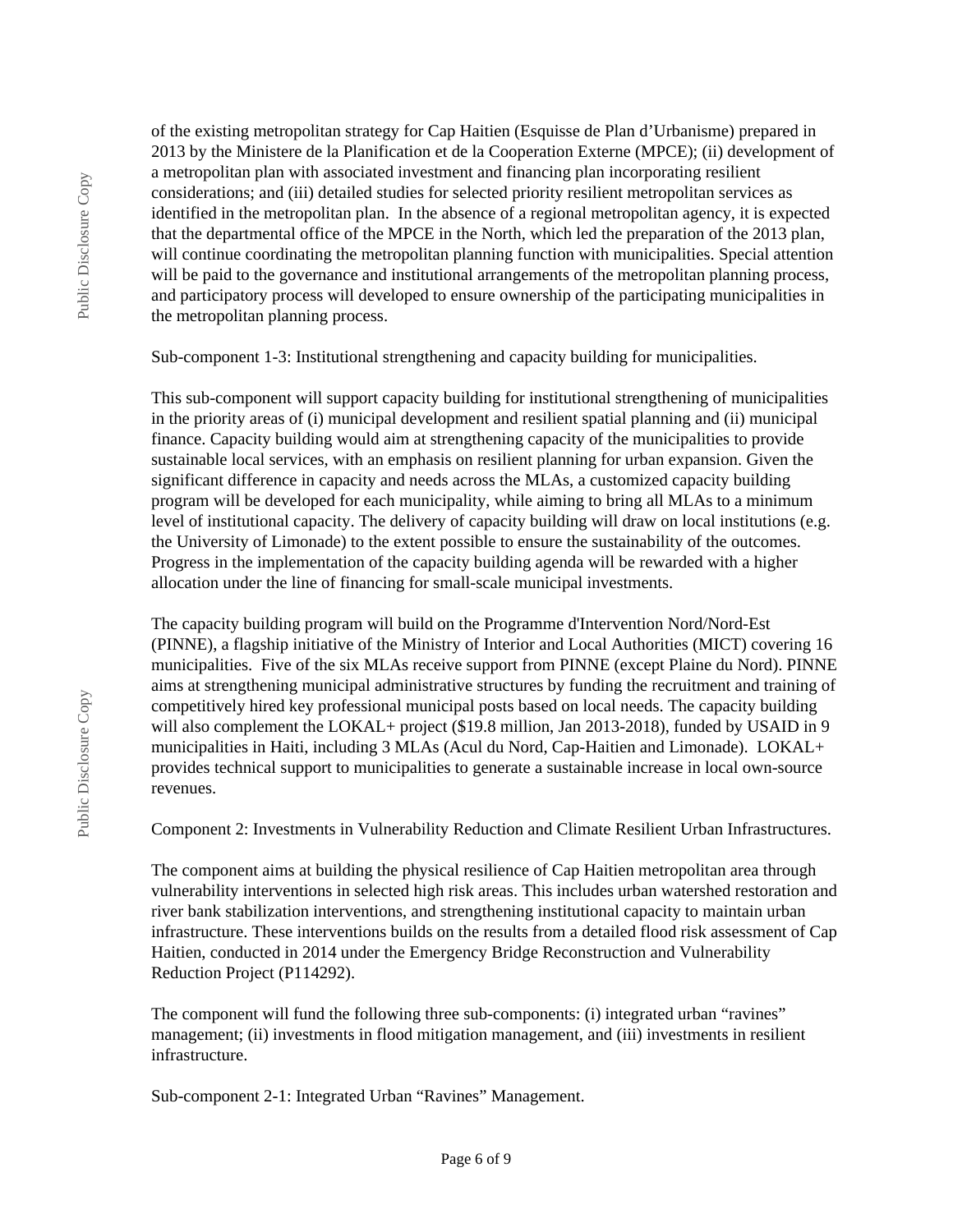of the existing metropolitan strategy for Cap Haitien (Esquisse de Plan d'Urbanisme) prepared in 2013 by the Ministere de la Planification et de la Cooperation Externe (MPCE); (ii) development of a metropolitan plan with associated investment and financing plan incorporating resilient considerations; and (iii) detailed studies for selected priority resilient metropolitan services as identified in the metropolitan plan. In the absence of a regional metropolitan agency, it is expected that the departmental office of the MPCE in the North, which led the preparation of the 2013 plan, will continue coordinating the metropolitan planning function with municipalities. Special attention will be paid to the governance and institutional arrangements of the metropolitan planning process, and participatory process will developed to ensure ownership of the participating municipalities in the metropolitan planning process.

Sub-component 1-3: Institutional strengthening and capacity building for municipalities.

This sub-component will support capacity building for institutional strengthening of municipalities in the priority areas of (i) municipal development and resilient spatial planning and (ii) municipal finance. Capacity building would aim at strengthening capacity of the municipalities to provide sustainable local services, with an emphasis on resilient planning for urban expansion. Given the significant difference in capacity and needs across the MLAs, a customized capacity building program will be developed for each municipality, while aiming to bring all MLAs to a minimum level of institutional capacity. The delivery of capacity building will draw on local institutions (e.g. the University of Limonade) to the extent possible to ensure the sustainability of the outcomes. Progress in the implementation of the capacity building agenda will be rewarded with a higher allocation under the line of financing for small-scale municipal investments.

The capacity building program will build on the Programme d'Intervention Nord/Nord-Est (PINNE), a flagship initiative of the Ministry of Interior and Local Authorities (MICT) covering 16 municipalities. Five of the six MLAs receive support from PINNE (except Plaine du Nord). PINNE aims at strengthening municipal administrative structures by funding the recruitment and training of competitively hired key professional municipal posts based on local needs. The capacity building will also complement the LOKAL+ project ($19.8 million, Jan 2013-2018), funded by USAID in 9 municipalities in Haiti, including 3 MLAs (Acul du Nord, Cap-Haitien and Limonade). LOKAL+ provides technical support to municipalities to generate a sustainable increase in local own-source revenues.

Component 2: Investments in Vulnerability Reduction and Climate Resilient Urban Infrastructures.

The component aims at building the physical resilience of Cap Haitien metropolitan area through vulnerability interventions in selected high risk areas. This includes urban watershed restoration and river bank stabilization interventions, and strengthening institutional capacity to maintain urban infrastructure. These interventions builds on the results from a detailed flood risk assessment of Cap Haitien, conducted in 2014 under the Emergency Bridge Reconstruction and Vulnerability Reduction Project (P114292).

The component will fund the following three sub-components: (i) integrated urban "ravines" management; (ii) investments in flood mitigation management, and (iii) investments in resilient infrastructure.

Sub-component 2-1: Integrated Urban "Ravines" Management.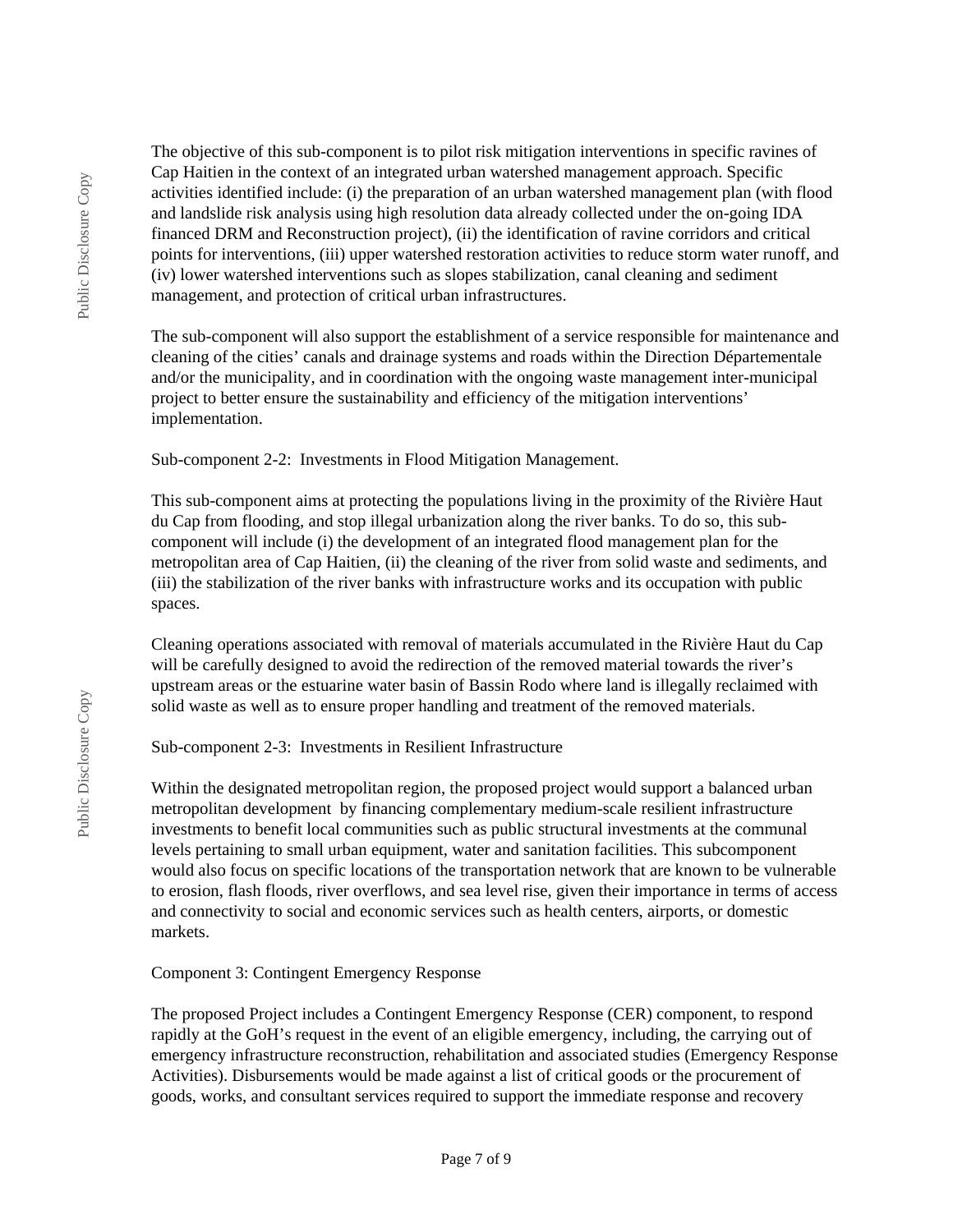The objective of this sub-component is to pilot risk mitigation interventions in specific ravines of Cap Haitien in the context of an integrated urban watershed management approach. Specific activities identified include: (i) the preparation of an urban watershed management plan (with flood and landslide risk analysis using high resolution data already collected under the on-going IDA financed DRM and Reconstruction project), (ii) the identification of ravine corridors and critical points for interventions, (iii) upper watershed restoration activities to reduce storm water runoff, and (iv) lower watershed interventions such as slopes stabilization, canal cleaning and sediment management, and protection of critical urban infrastructures.

The sub-component will also support the establishment of a service responsible for maintenance and cleaning of the cities' canals and drainage systems and roads within the Direction Départementale and/or the municipality, and in coordination with the ongoing waste management inter-municipal project to better ensure the sustainability and efficiency of the mitigation interventions' implementation.

Sub-component 2-2: Investments in Flood Mitigation Management.

This sub-component aims at protecting the populations living in the proximity of the Rivière Haut du Cap from flooding, and stop illegal urbanization along the river banks. To do so, this sub-component will include (i) the development of an integrated flood management plan for the metropolitan area of Cap Haitien, (ii) the cleaning of the river from solid waste and sediments, and (iii) the stabilization of the river banks with infrastructure works and its occupation with public spaces.

Cleaning operations associated with removal of materials accumulated in the Rivière Haut du Cap will be carefully designed to avoid the redirection of the removed material towards the river's upstream areas or the estuarine water basin of Bassin Rodo where land is illegally reclaimed with solid waste as well as to ensure proper handling and treatment of the removed materials.

Sub-component 2-3: Investments in Resilient Infrastructure

Within the designated metropolitan region, the proposed project would support a balanced urban metropolitan development by financing complementary medium-scale resilient infrastructure investments to benefit local communities such as public structural investments at the communal levels pertaining to small urban equipment, water and sanitation facilities. This subcomponent would also focus on specific locations of the transportation network that are known to be vulnerable to erosion, flash floods, river overflows, and sea level rise, given their importance in terms of access and connectivity to social and economic services such as health centers, airports, or domestic markets.

Component 3: Contingent Emergency Response

The proposed Project includes a Contingent Emergency Response (CER) component, to respond rapidly at the GoH's request in the event of an eligible emergency, including, the carrying out of emergency infrastructure reconstruction, rehabilitation and associated studies (Emergency Response Activities). Disbursements would be made against a list of critical goods or the procurement of goods, works, and consultant services required to support the immediate response and recovery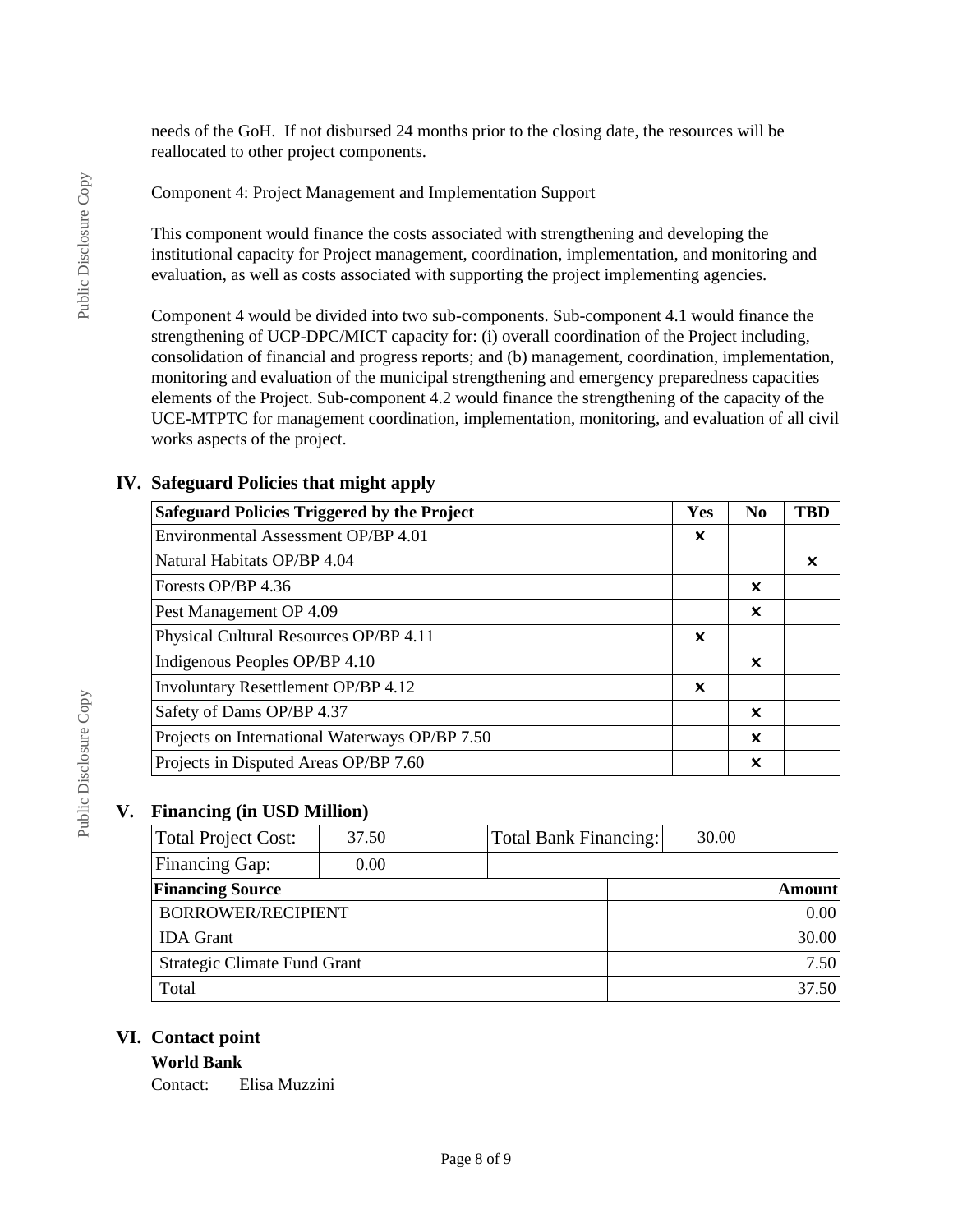needs of the GoH. If not disbursed 24 months prior to the closing date, the resources will be reallocated to other project components.

Component 4: Project Management and Implementation Support

This component would finance the costs associated with strengthening and developing the institutional capacity for Project management, coordination, implementation, and monitoring and evaluation, as well as costs associated with supporting the project implementing agencies.

Component 4 would be divided into two sub-components. Sub-component 4.1 would finance the strengthening of UCP-DPC/MICT capacity for: (i) overall coordination of the Project including, consolidation of financial and progress reports; and (b) management, coordination, implementation, monitoring and evaluation of the municipal strengthening and emergency preparedness capacities elements of the Project. Sub-component 4.2 would finance the strengthening of the capacity of the UCE-MTPTC for management coordination, implementation, monitoring, and evaluation of all civil works aspects of the project.

## IV. Safeguard Policies that might apply

| Safeguard Policies Triggered by the Project | Yes | No | TBD |
|---|---|---|---|
| Environmental Assessment OP/BP 4.01 | × | | |
| Natural Habitats OP/BP 4.04 | | | × |
| Forests OP/BP 4.36 | | × | |
| Pest Management OP 4.09 | | × | |
| Physical Cultural Resources OP/BP 4.11 | × | | |
| Indigenous Peoples OP/BP 4.10 | | × | |
| Involuntary Resettlement OP/BP 4.12 | × | | |
| Safety of Dams OP/BP 4.37 | | × | |
| Projects on International Waterways OP/BP 7.50 | | × | |
| Projects in Disputed Areas OP/BP 7.60 | | × | |

## V. Financing (in USD Million)

| Total Project Cost: | 37.50 | Total Bank Financing: | 30.00 |
|---|---|---|---|
| Financing Gap: | 0.00 | | |

| Financing Source | Amount |
|---|---|
| BORROWER/RECIPIENT | 0.00 |
| IDA Grant | 30.00 |
| Strategic Climate Fund Grant | 7.50 |
| Total | 37.50 |

## VI. Contact point

**World Bank**

Contact: Elisa Muzzini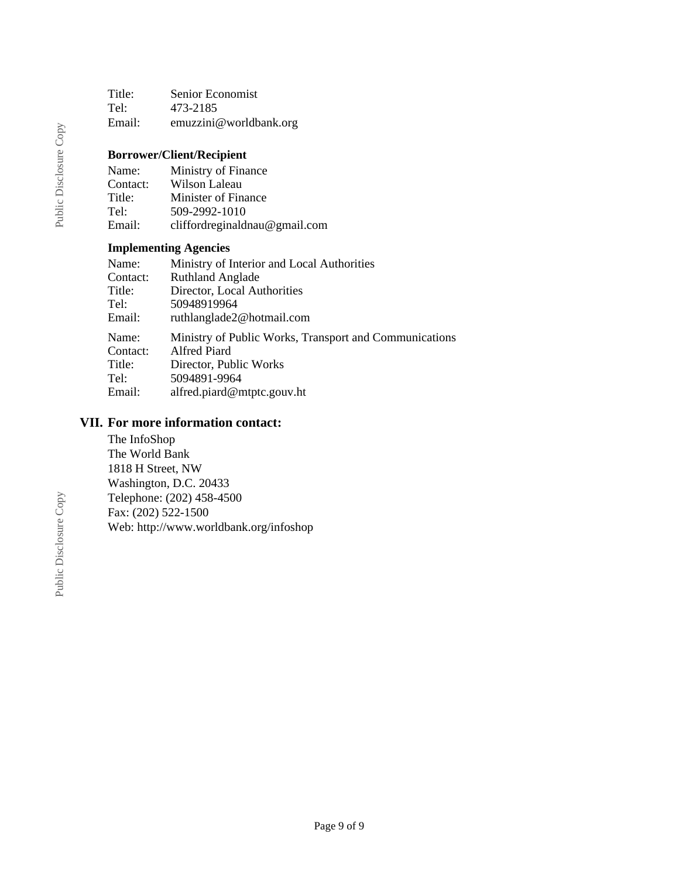Title: Senior Economist
Tel: 473-2185
Email: emuzzini@worldbank.org

**Borrower/Client/Recipient**

Name: Ministry of Finance
Contact: Wilson Laleau
Title: Minister of Finance
Tel: 509-2992-1010
Email: cliffordreginaldnau@gmail.com

**Implementing Agencies**

Name: Ministry of Interior and Local Authorities
Contact: Ruthland Anglade
Title: Director, Local Authorities
Tel: 50948919964
Email: ruthlanglade2@hotmail.com

Name: Ministry of Public Works, Transport and Communications
Contact: Alfred Piard
Title: Director, Public Works
Tel: 5094891-9964
Email: alfred.piard@mtptc.gouv.ht

## VII. For more information contact:

The InfoShop
The World Bank
1818 H Street, NW
Washington, D.C. 20433
Telephone: (202) 458-4500
Fax: (202) 522-1500
Web: http://www.worldbank.org/infoshop